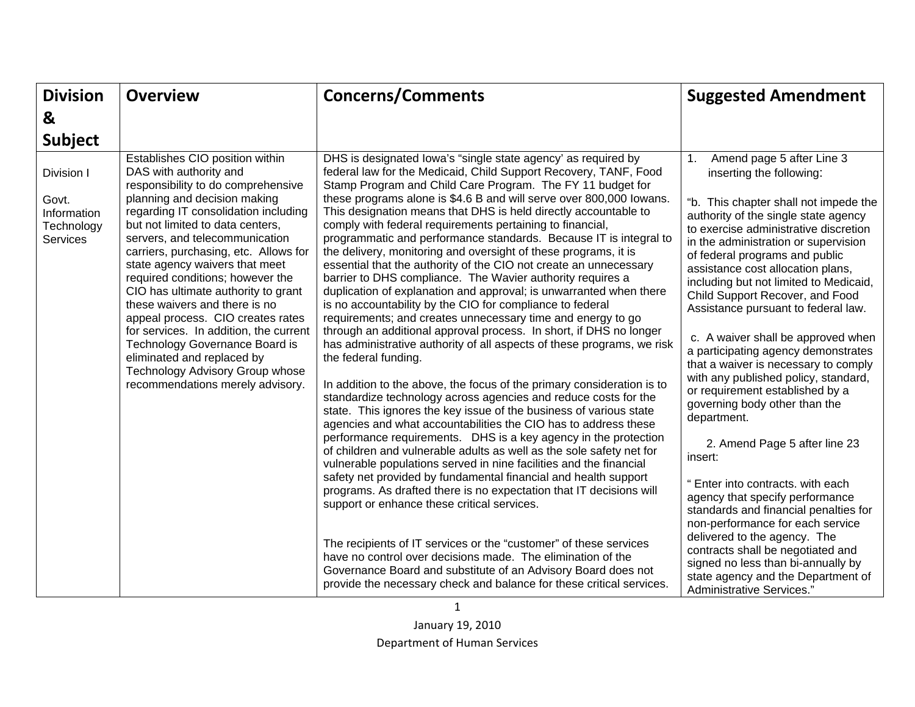| Division & Subject | Overview | Concerns/Comments | Suggested Amendment |
|---|---|---|---|
| Division I<br><br>Govt. Information Technology Services | Establishes CIO position within DAS with authority and responsibility to do comprehensive planning and decision making regarding IT consolidation including but not limited to data centers, servers, and telecommunication carriers, purchasing, etc. Allows for state agency waivers that meet required conditions; however the CIO has ultimate authority to grant these waivers and there is no appeal process. CIO creates rates for services. In addition, the current Technology Governance Board is eliminated and replaced by Technology Advisory Group whose recommendations merely advisory. | DHS is designated Iowa's "single state agency' as required by federal law for the Medicaid, Child Support Recovery, TANF, Food Stamp Program and Child Care Program. The FY 11 budget for these programs alone is $4.6 B and will serve over 800,000 Iowans. This designation means that DHS is held directly accountable to comply with federal requirements pertaining to financial, programmatic and performance standards. Because IT is integral to the delivery, monitoring and oversight of these programs, it is essential that the authority of the CIO not create an unnecessary barrier to DHS compliance. The Wavier authority requires a duplication of explanation and approval; is unwarranted when there is no accountability by the CIO for compliance to federal requirements; and creates unnecessary time and energy to go through an additional approval process. In short, if DHS no longer has administrative authority of all aspects of these programs, we risk the federal funding.<br><br>In addition to the above, the focus of the primary consideration is to standardize technology across agencies and reduce costs for the state. This ignores the key issue of the business of various state agencies and what accountabilities the CIO has to address these performance requirements. DHS is a key agency in the protection of children and vulnerable adults as well as the sole safety net for vulnerable populations served in nine facilities and the financial safety net provided by fundamental financial and health support programs. As drafted there is no expectation that IT decisions will support or enhance these critical services.<br><br>The recipients of IT services or the "customer" of these services have no control over decisions made. The elimination of the Governance Board and substitute of an Advisory Board does not provide the necessary check and balance for these critical services. | 1. Amend page 5 after Line 3 inserting the following:<br><br>"b. This chapter shall not impede the authority of the single state agency to exercise administrative discretion in the administration or supervision of federal programs and public assistance cost allocation plans, including but not limited to Medicaid, Child Support Recover, and Food Assistance pursuant to federal law.<br><br>c. A waiver shall be approved when a participating agency demonstrates that a waiver is necessary to comply with any published policy, standard, or requirement established by a governing body other than the department.<br><br>2. Amend Page 5 after line 23 insert:<br><br>" Enter into contracts. with each agency that specify performance standards and financial penalties for non-performance for each service delivered to the agency. The contracts shall be negotiated and signed no less than bi-annually by state agency and the Department of Administrative Services." |

January 19, 2010

Department of Human Services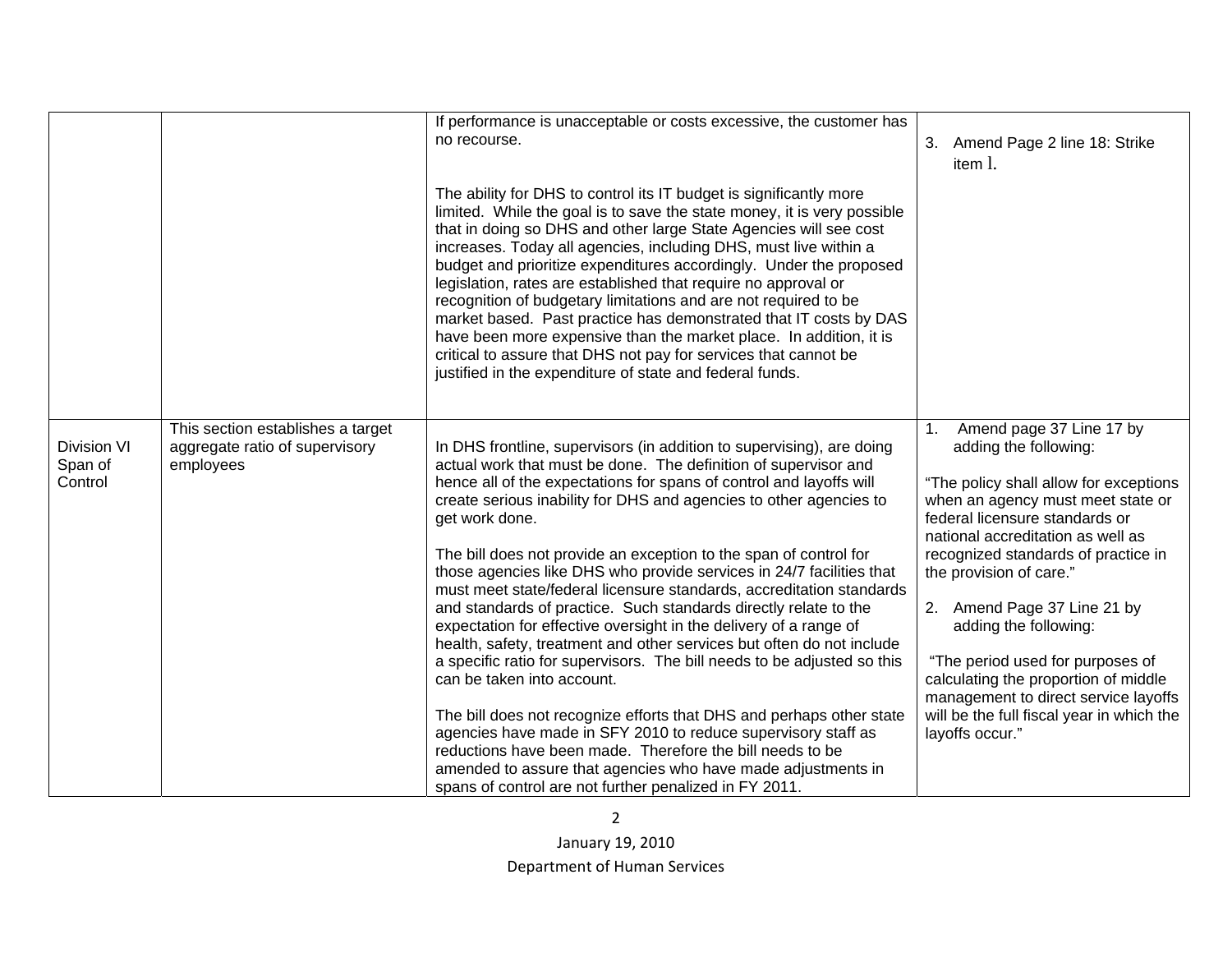| | | | |
|---|---|---|---|
| | | If performance is unacceptable or costs excessive, the customer has no recourse.<br><br>The ability for DHS to control its IT budget is significantly more limited. While the goal is to save the state money, it is very possible that in doing so DHS and other large State Agencies will see cost increases. Today all agencies, including DHS, must live within a budget and prioritize expenditures accordingly. Under the proposed legislation, rates are established that require no approval or recognition of budgetary limitations and are not required to be market based. Past practice has demonstrated that IT costs by DAS have been more expensive than the market place. In addition, it is critical to assure that DHS not pay for services that cannot be justified in the expenditure of state and federal funds. | 3. Amend Page 2 line 18: Strike item l. |
| Division VI Span of Control | This section establishes a target aggregate ratio of supervisory employees | In DHS frontline, supervisors (in addition to supervising), are doing actual work that must be done. The definition of supervisor and hence all of the expectations for spans of control and layoffs will create serious inability for DHS and agencies to other agencies to get work done.<br><br>The bill does not provide an exception to the span of control for those agencies like DHS who provide services in 24/7 facilities that must meet state/federal licensure standards, accreditation standards and standards of practice. Such standards directly relate to the expectation for effective oversight in the delivery of a range of health, safety, treatment and other services but often do not include a specific ratio for supervisors. The bill needs to be adjusted so this can be taken into account.<br><br>The bill does not recognize efforts that DHS and perhaps other state agencies have made in SFY 2010 to reduce supervisory staff as reductions have been made. Therefore the bill needs to be amended to assure that agencies who have made adjustments in spans of control are not further penalized in FY 2011. | 1. Amend page 37 Line 17 by adding the following:<br><br>"The policy shall allow for exceptions when an agency must meet state or federal licensure standards or national accreditation as well as recognized standards of practice in the provision of care."<br><br>2. Amend Page 37 Line 21 by adding the following:<br><br>"The period used for purposes of calculating the proportion of middle management to direct service layoffs will be the full fiscal year in which the layoffs occur." |

January 19, 2010

Department of Human Services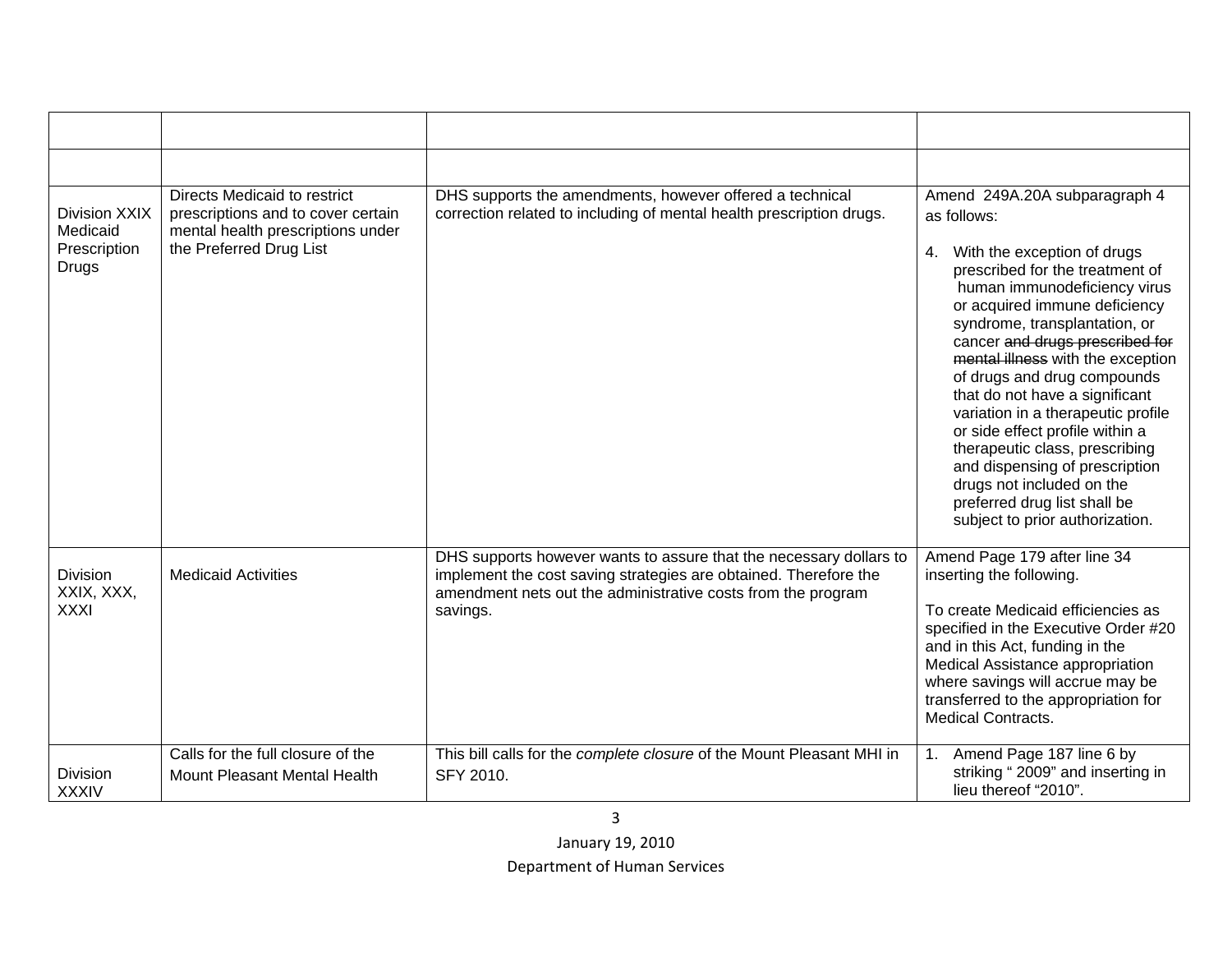| | | | |
|---|---|---|---|
| | | | |
| Division XXIX Medicaid Prescription Drugs | Directs Medicaid to restrict prescriptions and to cover certain mental health prescriptions under the Preferred Drug List | DHS supports the amendments, however offered a technical correction related to including of mental health prescription drugs. | Amend 249A.20A subparagraph 4 as follows:<br><br>4. With the exception of drugs prescribed for the treatment of human immunodeficiency virus or acquired immune deficiency syndrome, transplantation, or cancer ~~and drugs prescribed for mental illness~~ with the exception of drugs and drug compounds that do not have a significant variation in a therapeutic profile or side effect profile within a therapeutic class, prescribing and dispensing of prescription drugs not included on the preferred drug list shall be subject to prior authorization. |
| Division XXIX, XXX, XXXI | Medicaid Activities | DHS supports however wants to assure that the necessary dollars to implement the cost saving strategies are obtained. Therefore the amendment nets out the administrative costs from the program savings. | Amend Page 179 after line 34 inserting the following.<br><br>To create Medicaid efficiencies as specified in the Executive Order #20 and in this Act, funding in the Medical Assistance appropriation where savings will accrue may be transferred to the appropriation for Medical Contracts. |
| Division XXXIV | Calls for the full closure of the Mount Pleasant Mental Health | This bill calls for the *complete closure* of the Mount Pleasant MHI in SFY 2010. | 1. Amend Page 187 line 6 by striking " 2009" and inserting in lieu thereof "2010". |

January 19, 2010

Department of Human Services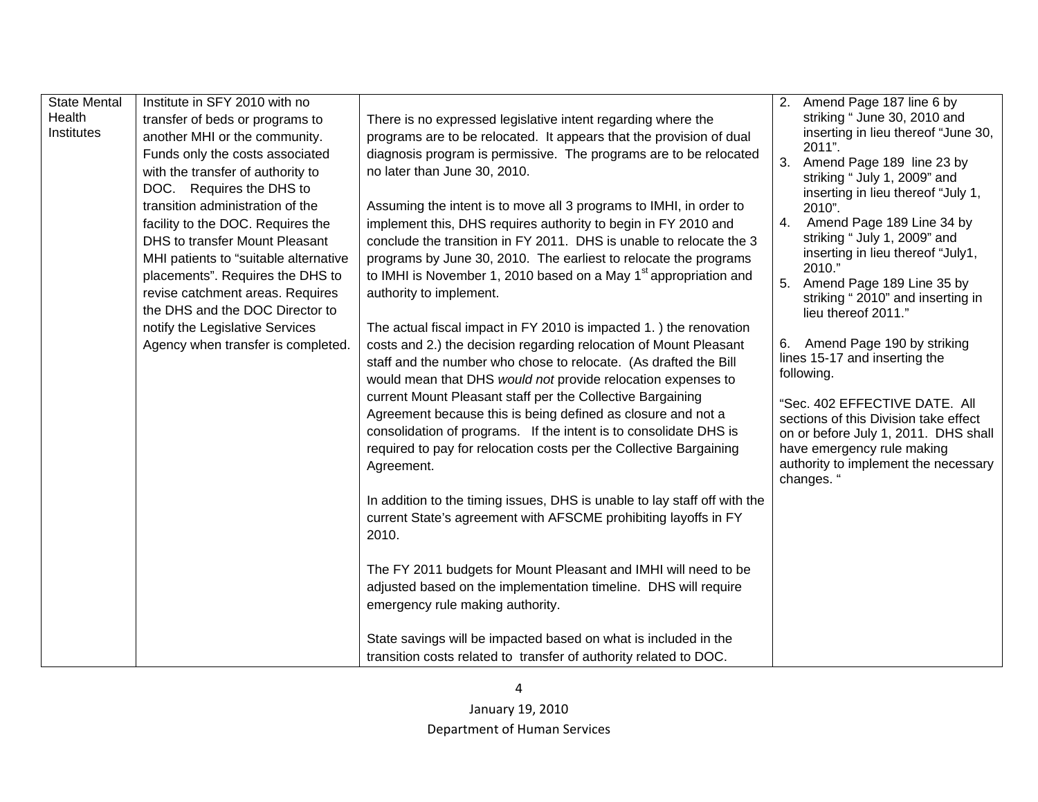| State Mental Health Institutes | Institute in SFY 2010 with no transfer of beds or programs to another MHI or the community. Funds only the costs associated with the transfer of authority to DOC. Requires the DHS to transition administration of the facility to the DOC. Requires the DHS to transfer Mount Pleasant MHI patients to "suitable alternative placements". Requires the DHS to revise catchment areas. Requires the DHS and the DOC Director to notify the Legislative Services Agency when transfer is completed. | There is no expressed legislative intent regarding where the programs are to be relocated. It appears that the provision of dual diagnosis program is permissive. The programs are to be relocated no later than June 30, 2010.<br><br>Assuming the intent is to move all 3 programs to IMHI, in order to implement this, DHS requires authority to begin in FY 2010 and conclude the transition in FY 2011. DHS is unable to relocate the 3 programs by June 30, 2010. The earliest to relocate the programs to IMHI is November 1, 2010 based on a May 1st appropriation and authority to implement.<br><br>The actual fiscal impact in FY 2010 is impacted 1. ) the renovation costs and 2.) the decision regarding relocation of Mount Pleasant staff and the number who chose to relocate. (As drafted the Bill would mean that DHS *would not* provide relocation expenses to current Mount Pleasant staff per the Collective Bargaining Agreement because this is being defined as closure and not a consolidation of programs. If the intent is to consolidate DHS is required to pay for relocation costs per the Collective Bargaining Agreement.<br><br>In addition to the timing issues, DHS is unable to lay staff off with the current State's agreement with AFSCME prohibiting layoffs in FY 2010.<br><br>The FY 2011 budgets for Mount Pleasant and IMHI will need to be adjusted based on the implementation timeline. DHS will require emergency rule making authority.<br><br>State savings will be impacted based on what is included in the transition costs related to transfer of authority related to DOC. | 2. Amend Page 187 line 6 by striking " June 30, 2010 and inserting in lieu thereof "June 30, 2011".<br>3. Amend Page 189 line 23 by striking " July 1, 2009" and inserting in lieu thereof "July 1, 2010".<br>4. Amend Page 189 Line 34 by striking " July 1, 2009" and inserting in lieu thereof "July1, 2010."<br>5. Amend Page 189 Line 35 by striking " 2010" and inserting in lieu thereof 2011."<br><br>6. Amend Page 190 by striking lines 15-17 and inserting the following.<br><br>"Sec. 402 EFFECTIVE DATE. All sections of this Division take effect on or before July 1, 2011. DHS shall have emergency rule making authority to implement the necessary changes. " |
|---|---|---|---|

January 19, 2010

Department of Human Services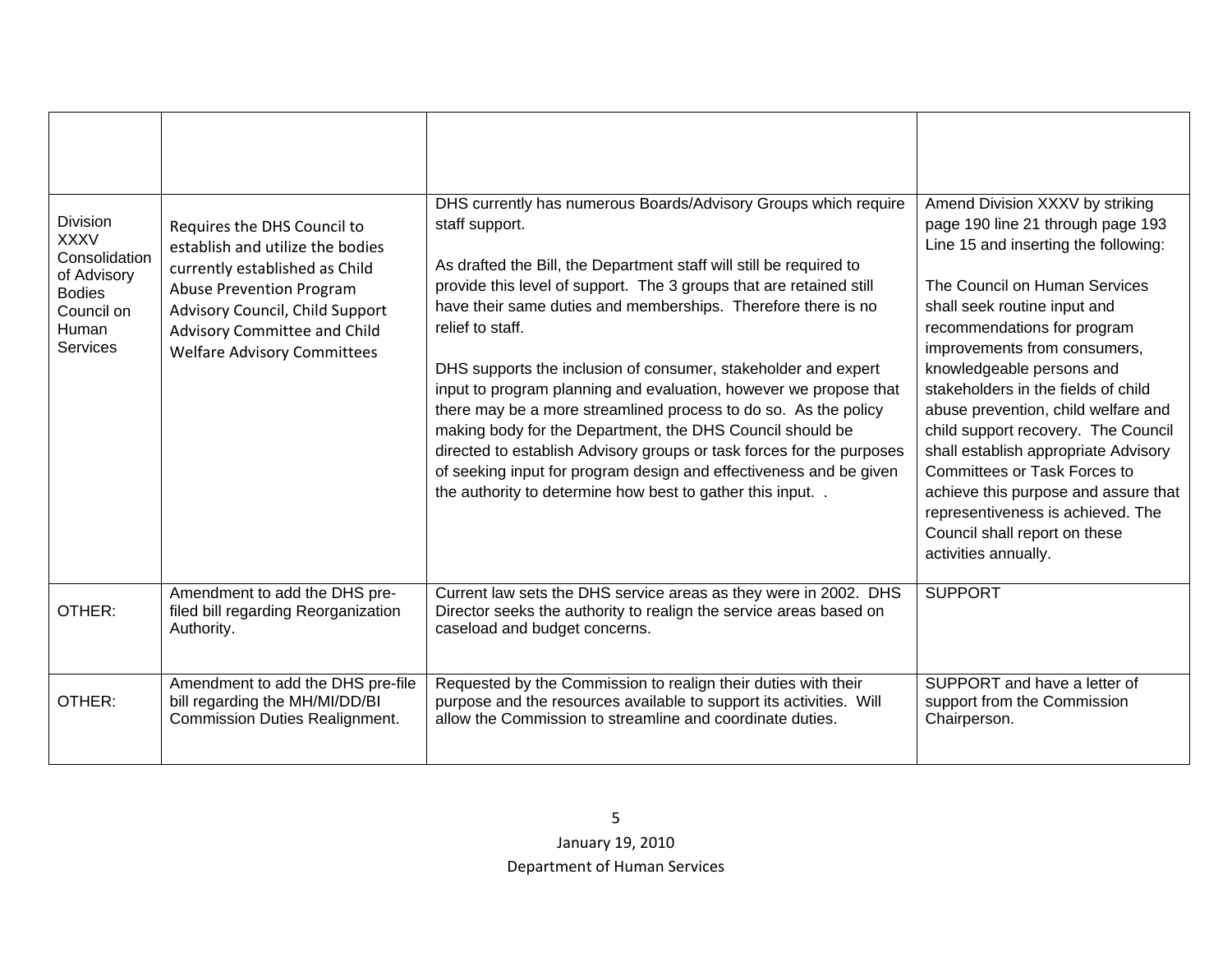| | | | |
|---|---|---|---|
| | | | |
| Division XXXV Consolidation of Advisory Bodies Council on Human Services | Requires the DHS Council to establish and utilize the bodies currently established as Child Abuse Prevention Program Advisory Council, Child Support Advisory Committee and Child Welfare Advisory Committees | DHS currently has numerous Boards/Advisory Groups which require staff support.<br><br>As drafted the Bill, the Department staff will still be required to provide this level of support. The 3 groups that are retained still have their same duties and memberships. Therefore there is no relief to staff.<br><br>DHS supports the inclusion of consumer, stakeholder and expert input to program planning and evaluation, however we propose that there may be a more streamlined process to do so. As the policy making body for the Department, the DHS Council should be directed to establish Advisory groups or task forces for the purposes of seeking input for program design and effectiveness and be given the authority to determine how best to gather this input. . | Amend Division XXXV by striking page 190 line 21 through page 193 Line 15 and inserting the following:<br><br>The Council on Human Services shall seek routine input and recommendations for program improvements from consumers, knowledgeable persons and stakeholders in the fields of child abuse prevention, child welfare and child support recovery. The Council shall establish appropriate Advisory Committees or Task Forces to achieve this purpose and assure that representiveness is achieved. The Council shall report on these activities annually. |
| OTHER: | Amendment to add the DHS pre-filed bill regarding Reorganization Authority. | Current law sets the DHS service areas as they were in 2002. DHS Director seeks the authority to realign the service areas based on caseload and budget concerns. | SUPPORT |
| OTHER: | Amendment to add the DHS pre-file bill regarding the MH/MI/DD/BI Commission Duties Realignment. | Requested by the Commission to realign their duties with their purpose and the resources available to support its activities. Will allow the Commission to streamline and coordinate duties. | SUPPORT and have a letter of support from the Commission Chairperson. |